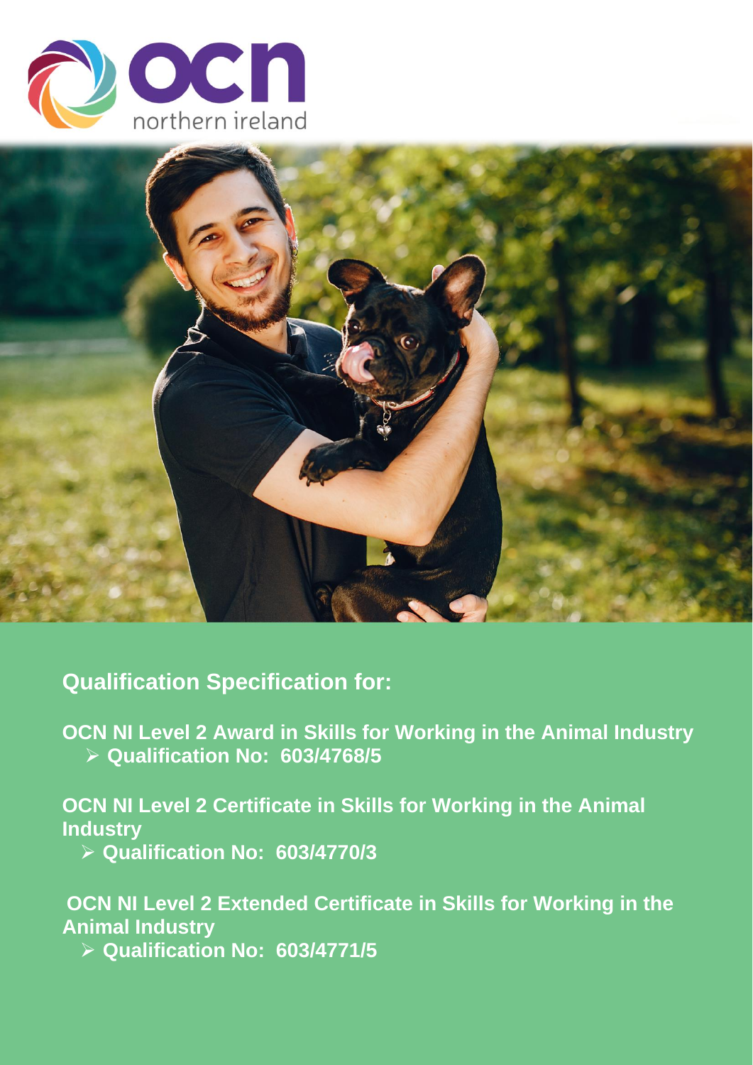# Qualification Specification for:

**OCN NI Level 2 Award in Skills for Working in the Animal Industry**

- **Qualification No: 603/4768/5**

**OCN NI Level 2 Certificate in Skills for Working in the Animal Industry**

- **Qualification No: 603/4770/3**

**OCN NI Level 2 Extended Certificate in Skills for Working in the Animal Industry**

- **Qualification No: 603/4771/5**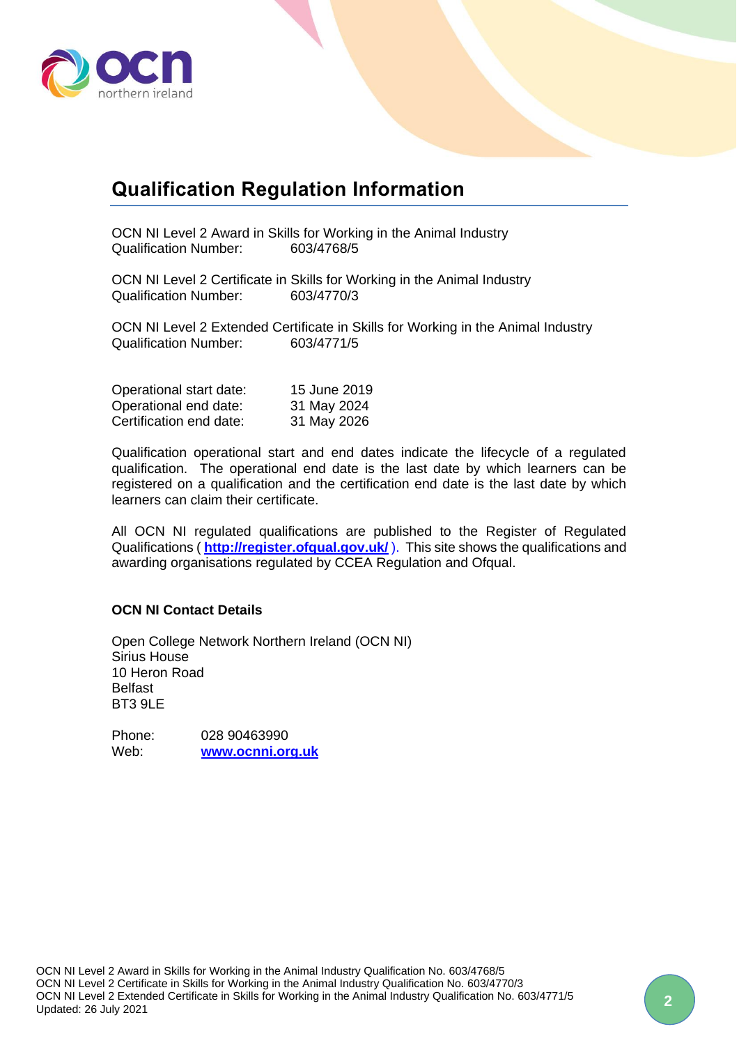## Qualification Regulation Information

OCN NI Level 2 Award in Skills for Working in the Animal Industry
Qualification Number: 603/4768/5

OCN NI Level 2 Certificate in Skills for Working in the Animal Industry
Qualification Number: 603/4770/3

OCN NI Level 2 Extended Certificate in Skills for Working in the Animal Industry
Qualification Number: 603/4771/5

Operational start date: 15 June 2019
Operational end date: 31 May 2024
Certification end date: 31 May 2026

Qualification operational start and end dates indicate the lifecycle of a regulated qualification. The operational end date is the last date by which learners can be registered on a qualification and the certification end date is the last date by which learners can claim their certificate.

All OCN NI regulated qualifications are published to the Register of Regulated Qualifications ( **http://register.ofqual.gov.uk/** ). This site shows the qualifications and awarding organisations regulated by CCEA Regulation and Ofqual.

**OCN NI Contact Details**

Open College Network Northern Ireland (OCN NI)
Sirius House
10 Heron Road
Belfast
BT3 9LE

Phone: 028 90463990
Web: **www.ocnni.org.uk**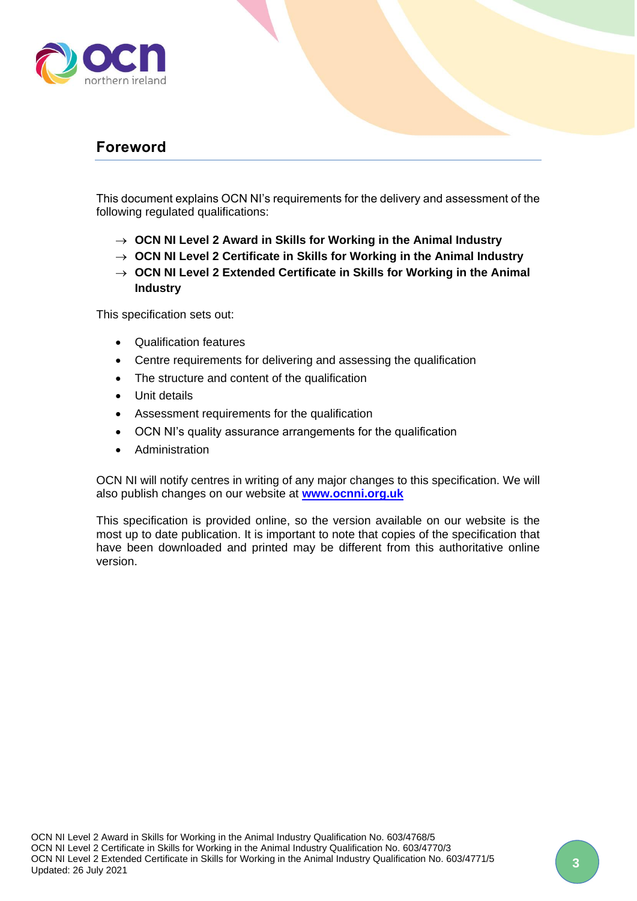## Foreword

This document explains OCN NI's requirements for the delivery and assessment of the following regulated qualifications:

- → **OCN NI Level 2 Award in Skills for Working in the Animal Industry**
- → **OCN NI Level 2 Certificate in Skills for Working in the Animal Industry**
- → **OCN NI Level 2 Extended Certificate in Skills for Working in the Animal Industry**

This specification sets out:

- Qualification features
- Centre requirements for delivering and assessing the qualification
- The structure and content of the qualification
- Unit details
- Assessment requirements for the qualification
- OCN NI's quality assurance arrangements for the qualification
- Administration

OCN NI will notify centres in writing of any major changes to this specification. We will also publish changes on our website at **www.ocnni.org.uk**

This specification is provided online, so the version available on our website is the most up to date publication. It is important to note that copies of the specification that have been downloaded and printed may be different from this authoritative online version.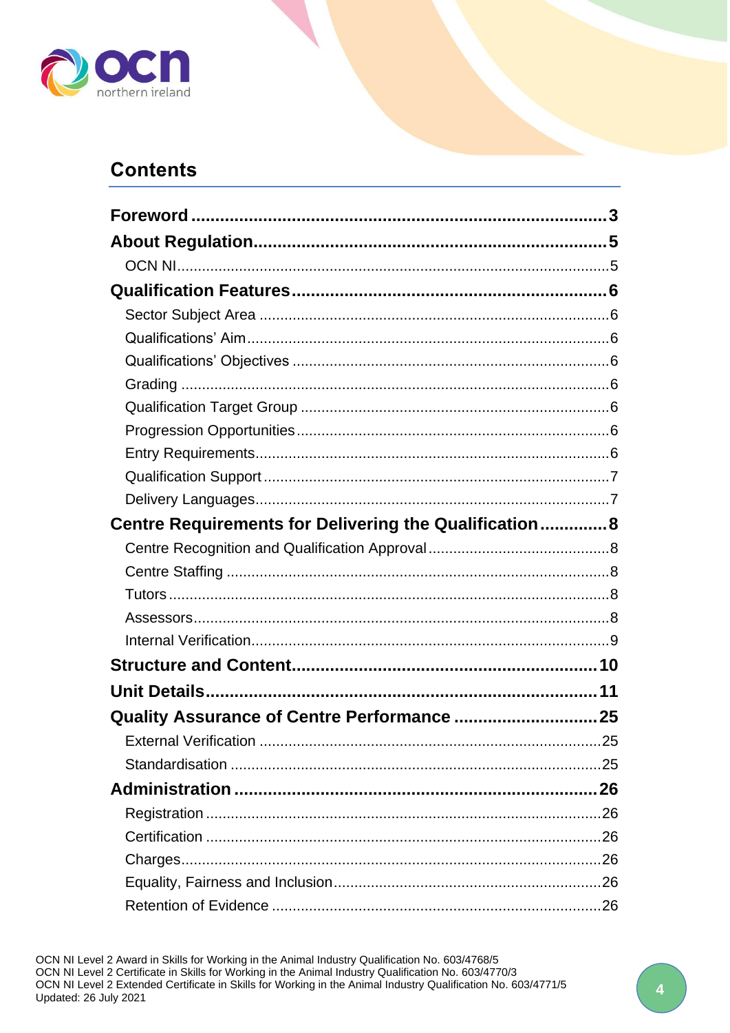## Contents

**Foreword** .......................................................................... **3**

**About Regulation** ............................................................... **5**

- OCN NI ............................................................................. 5

**Qualification Features** ....................................................... **6**

- Sector Subject Area ........................................................... 6
- Qualifications' Aim ............................................................. 6
- Qualifications' Objectives ................................................... 6
- Grading ............................................................................. 6
- Qualification Target Group ................................................. 6
- Progression Opportunities ................................................... 6
- Entry Requirements ............................................................ 6
- Qualification Support .......................................................... 7
- Delivery Languages ............................................................ 7

**Centre Requirements for Delivering the Qualification** .............. **8**

- Centre Recognition and Qualification Approval ....................... 8
- Centre Staffing ................................................................... 8
- Tutors ................................................................................ 8
- Assessors ........................................................................... 8
- Internal Verification ............................................................. 9

**Structure and Content** ......................................................... **10**

**Unit Details** ......................................................................... **11**

**Quality Assurance of Centre Performance** ............................ **25**

- External Verification ........................................................... 25
- Standardisation .................................................................. 25

**Administration** .................................................................... **26**

- Registration ....................................................................... 26
- Certification ....................................................................... 26
- Charges ............................................................................. 26
- Equality, Fairness and Inclusion .......................................... 26
- Retention of Evidence ......................................................... 26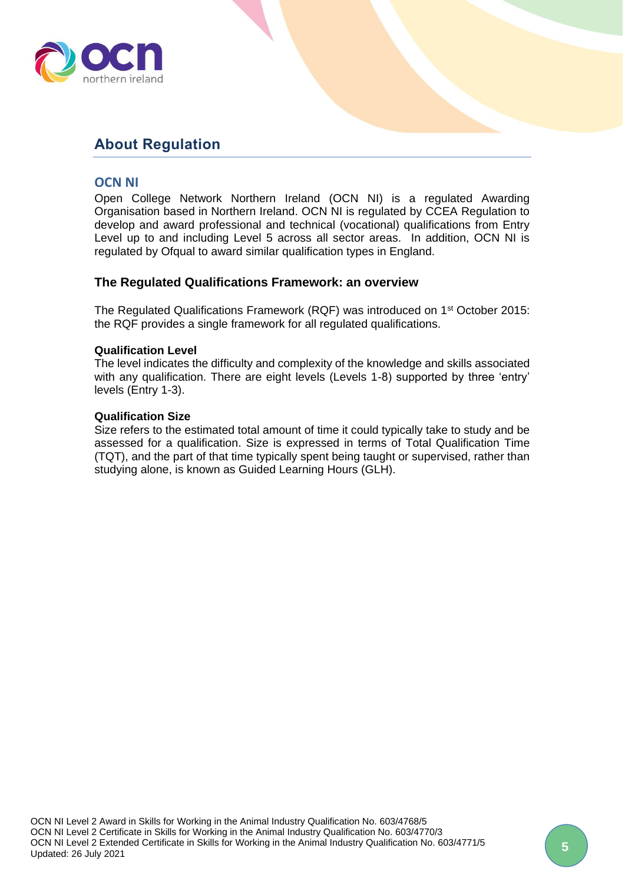## About Regulation

### OCN NI

Open College Network Northern Ireland (OCN NI) is a regulated Awarding Organisation based in Northern Ireland. OCN NI is regulated by CCEA Regulation to develop and award professional and technical (vocational) qualifications from Entry Level up to and including Level 5 across all sector areas. In addition, OCN NI is regulated by Ofqual to award similar qualification types in England.

### The Regulated Qualifications Framework: an overview

The Regulated Qualifications Framework (RQF) was introduced on 1st October 2015: the RQF provides a single framework for all regulated qualifications.

**Qualification Level**
The level indicates the difficulty and complexity of the knowledge and skills associated with any qualification. There are eight levels (Levels 1-8) supported by three 'entry' levels (Entry 1-3).

**Qualification Size**
Size refers to the estimated total amount of time it could typically take to study and be assessed for a qualification. Size is expressed in terms of Total Qualification Time (TQT), and the part of that time typically spent being taught or supervised, rather than studying alone, is known as Guided Learning Hours (GLH).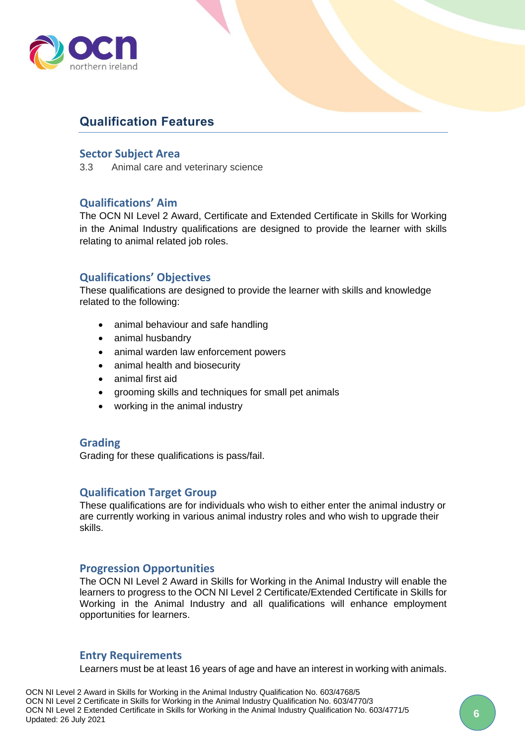## Qualification Features

### Sector Subject Area

3.3 Animal care and veterinary science

### Qualifications' Aim

The OCN NI Level 2 Award, Certificate and Extended Certificate in Skills for Working in the Animal Industry qualifications are designed to provide the learner with skills relating to animal related job roles.

### Qualifications' Objectives

These qualifications are designed to provide the learner with skills and knowledge related to the following:

- animal behaviour and safe handling
- animal husbandry
- animal warden law enforcement powers
- animal health and biosecurity
- animal first aid
- grooming skills and techniques for small pet animals
- working in the animal industry

### Grading

Grading for these qualifications is pass/fail.

### Qualification Target Group

These qualifications are for individuals who wish to either enter the animal industry or are currently working in various animal industry roles and who wish to upgrade their skills.

### Progression Opportunities

The OCN NI Level 2 Award in Skills for Working in the Animal Industry will enable the learners to progress to the OCN NI Level 2 Certificate/Extended Certificate in Skills for Working in the Animal Industry and all qualifications will enhance employment opportunities for learners.

### Entry Requirements

Learners must be at least 16 years of age and have an interest in working with animals.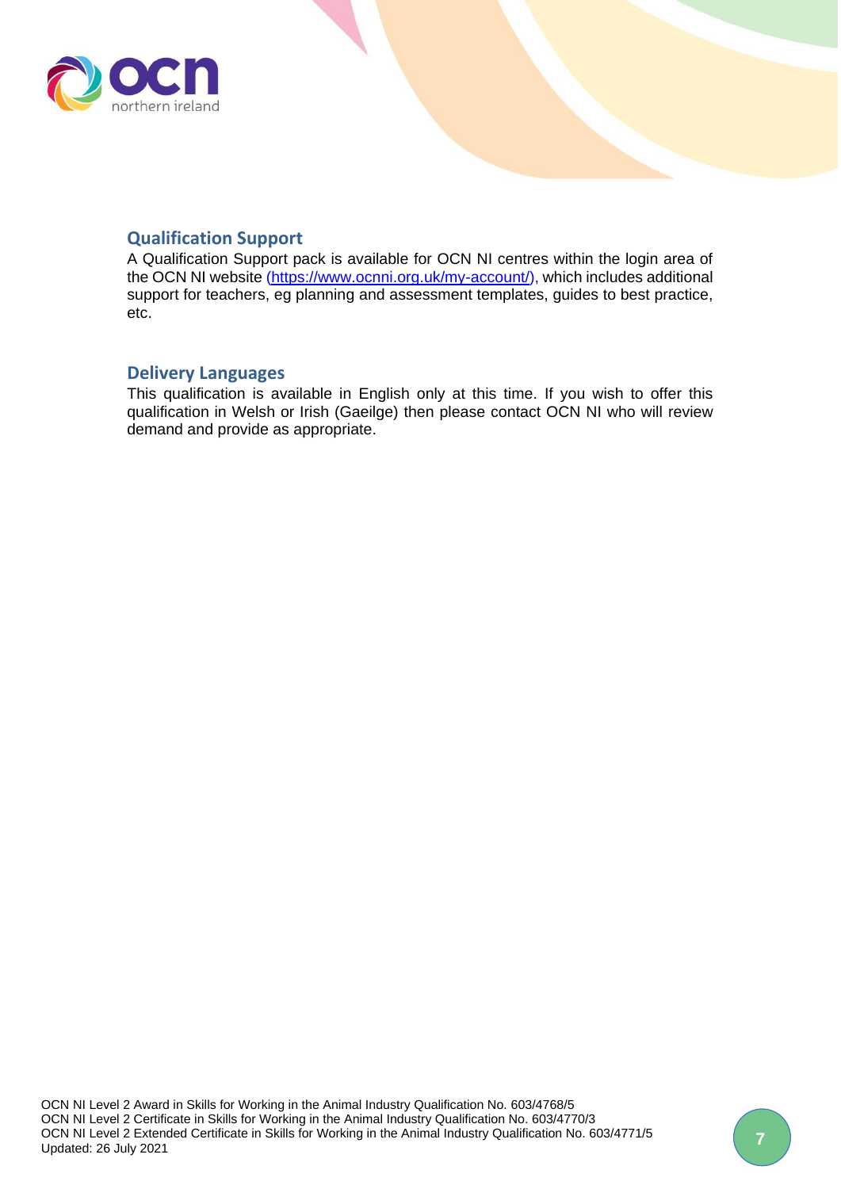## Qualification Support

A Qualification Support pack is available for OCN NI centres within the login area of the OCN NI website (https://www.ocnni.org.uk/my-account/), which includes additional support for teachers, eg planning and assessment templates, guides to best practice, etc.

## Delivery Languages

This qualification is available in English only at this time. If you wish to offer this qualification in Welsh or Irish (Gaeilge) then please contact OCN NI who will review demand and provide as appropriate.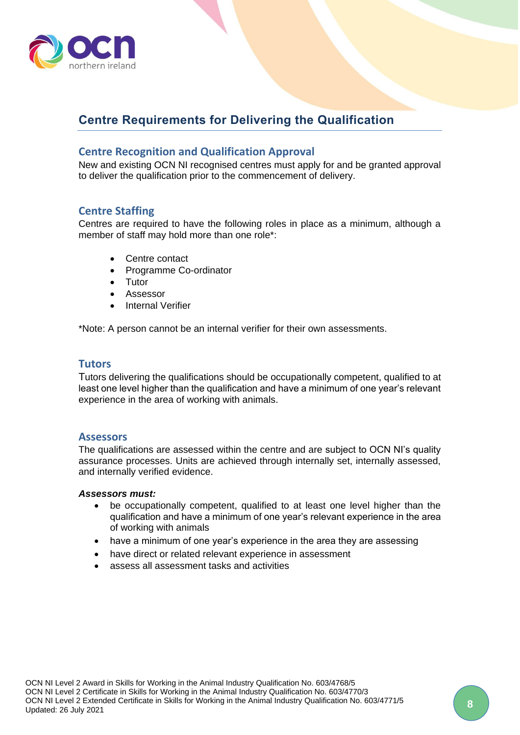## Centre Requirements for Delivering the Qualification

### Centre Recognition and Qualification Approval

New and existing OCN NI recognised centres must apply for and be granted approval to deliver the qualification prior to the commencement of delivery.

### Centre Staffing

Centres are required to have the following roles in place as a minimum, although a member of staff may hold more than one role*:

- Centre contact
- Programme Co-ordinator
- Tutor
- Assessor
- Internal Verifier

*Note: A person cannot be an internal verifier for their own assessments.

### Tutors

Tutors delivering the qualifications should be occupationally competent, qualified to at least one level higher than the qualification and have a minimum of one year's relevant experience in the area of working with animals.

### Assessors

The qualifications are assessed within the centre and are subject to OCN NI's quality assurance processes. Units are achieved through internally set, internally assessed, and internally verified evidence.

***Assessors must:***

- be occupationally competent, qualified to at least one level higher than the qualification and have a minimum of one year's relevant experience in the area of working with animals
- have a minimum of one year's experience in the area they are assessing
- have direct or related relevant experience in assessment
- assess all assessment tasks and activities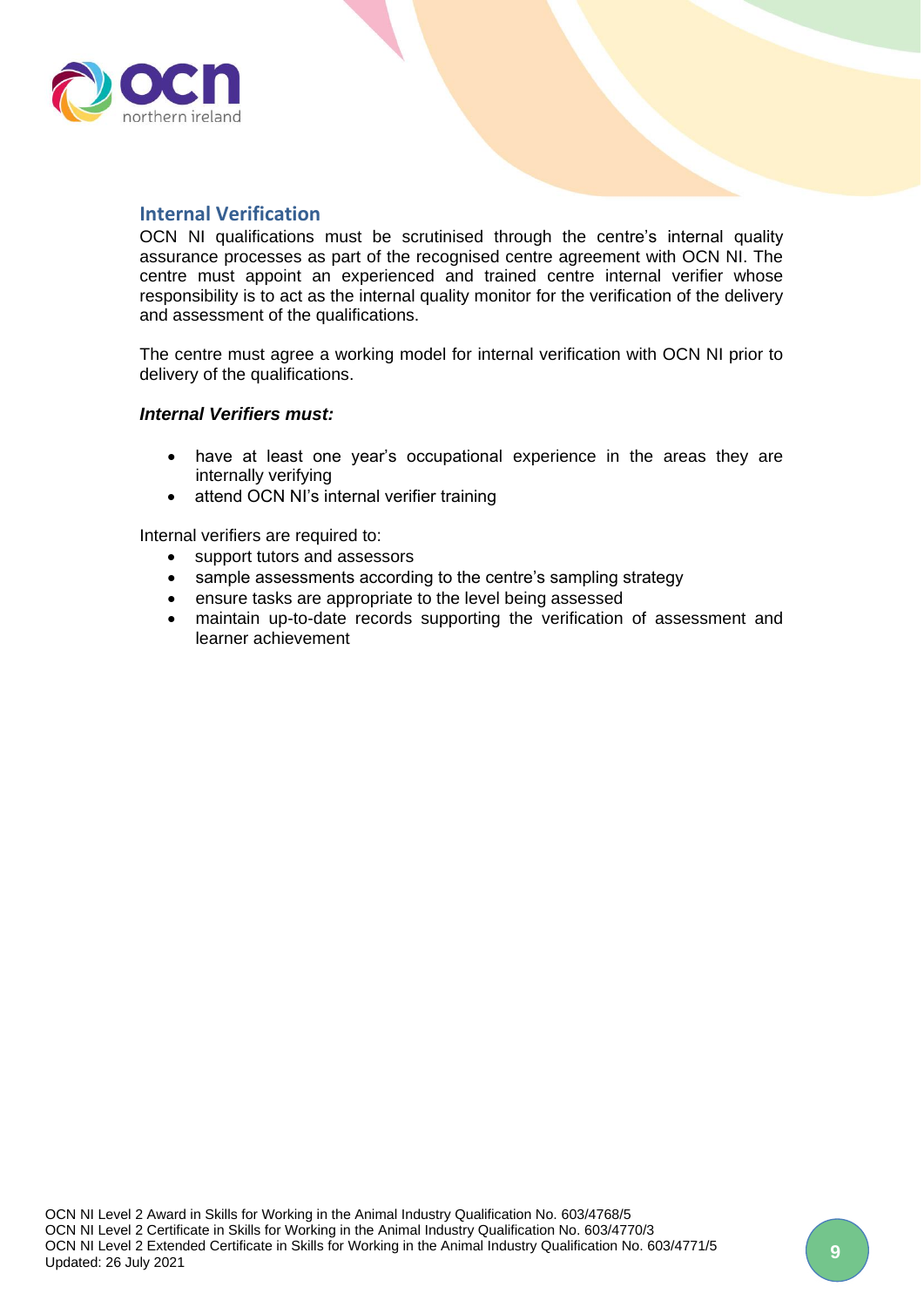## Internal Verification

OCN NI qualifications must be scrutinised through the centre's internal quality assurance processes as part of the recognised centre agreement with OCN NI. The centre must appoint an experienced and trained centre internal verifier whose responsibility is to act as the internal quality monitor for the verification of the delivery and assessment of the qualifications.

The centre must agree a working model for internal verification with OCN NI prior to delivery of the qualifications.

***Internal Verifiers must:***

- have at least one year's occupational experience in the areas they are internally verifying
- attend OCN NI's internal verifier training

Internal verifiers are required to:

- support tutors and assessors
- sample assessments according to the centre's sampling strategy
- ensure tasks are appropriate to the level being assessed
- maintain up-to-date records supporting the verification of assessment and learner achievement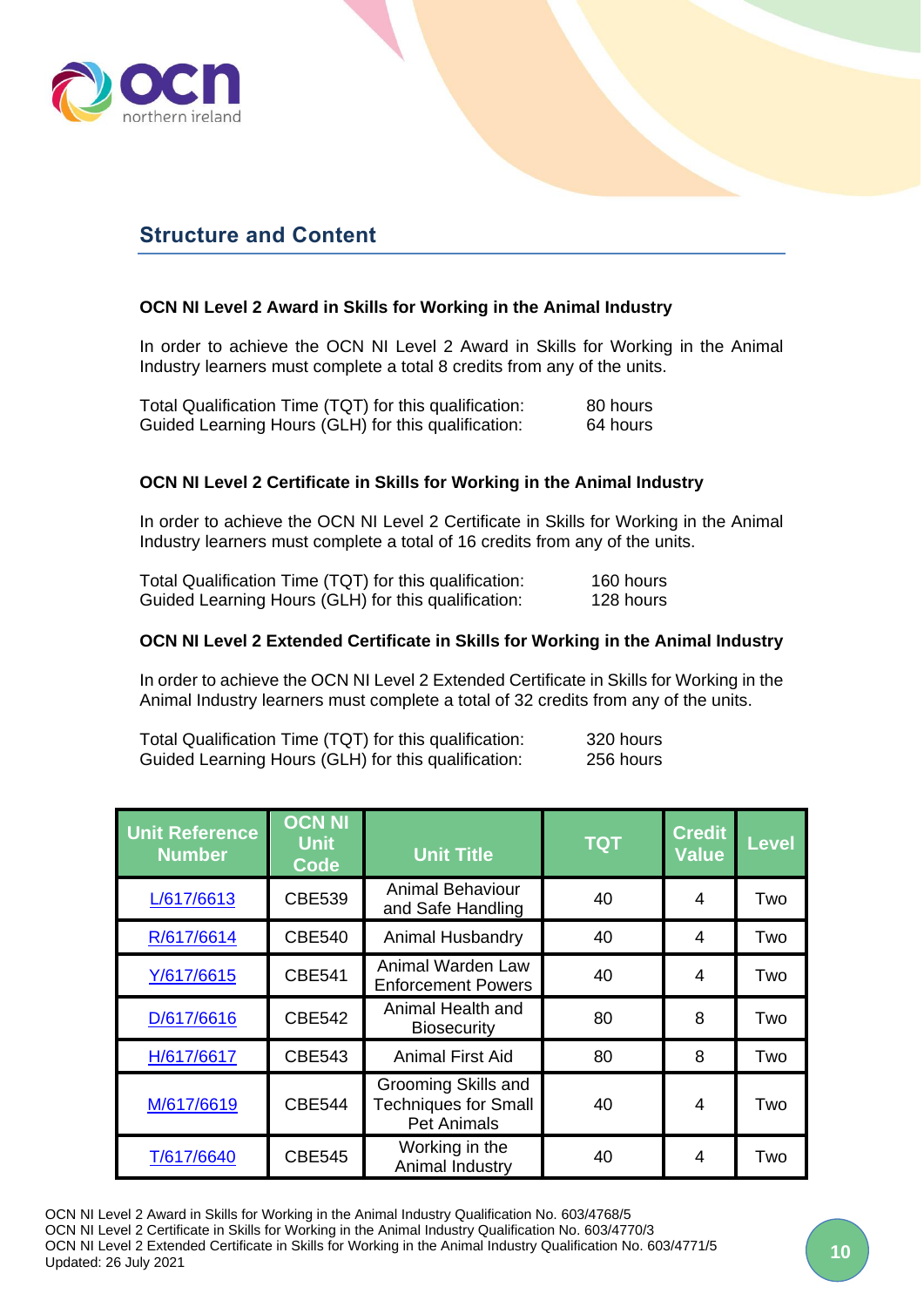## Structure and Content

**OCN NI Level 2 Award in Skills for Working in the Animal Industry**

In order to achieve the OCN NI Level 2 Award in Skills for Working in the Animal Industry learners must complete a total 8 credits from any of the units.

Total Qualification Time (TQT) for this qualification: 80 hours
Guided Learning Hours (GLH) for this qualification: 64 hours

**OCN NI Level 2 Certificate in Skills for Working in the Animal Industry**

In order to achieve the OCN NI Level 2 Certificate in Skills for Working in the Animal Industry learners must complete a total of 16 credits from any of the units.

Total Qualification Time (TQT) for this qualification: 160 hours
Guided Learning Hours (GLH) for this qualification: 128 hours

**OCN NI Level 2 Extended Certificate in Skills for Working in the Animal Industry**

In order to achieve the OCN NI Level 2 Extended Certificate in Skills for Working in the Animal Industry learners must complete a total of 32 credits from any of the units.

Total Qualification Time (TQT) for this qualification: 320 hours
Guided Learning Hours (GLH) for this qualification: 256 hours

| Unit Reference Number | OCN NI Unit Code | Unit Title | TQT | Credit Value | Level |
|---|---|---|---|---|---|
| L/617/6613 | CBE539 | Animal Behaviour and Safe Handling | 40 | 4 | Two |
| R/617/6614 | CBE540 | Animal Husbandry | 40 | 4 | Two |
| Y/617/6615 | CBE541 | Animal Warden Law Enforcement Powers | 40 | 4 | Two |
| D/617/6616 | CBE542 | Animal Health and Biosecurity | 80 | 8 | Two |
| H/617/6617 | CBE543 | Animal First Aid | 80 | 8 | Two |
| M/617/6619 | CBE544 | Grooming Skills and Techniques for Small Pet Animals | 40 | 4 | Two |
| T/617/6640 | CBE545 | Working in the Animal Industry | 40 | 4 | Two |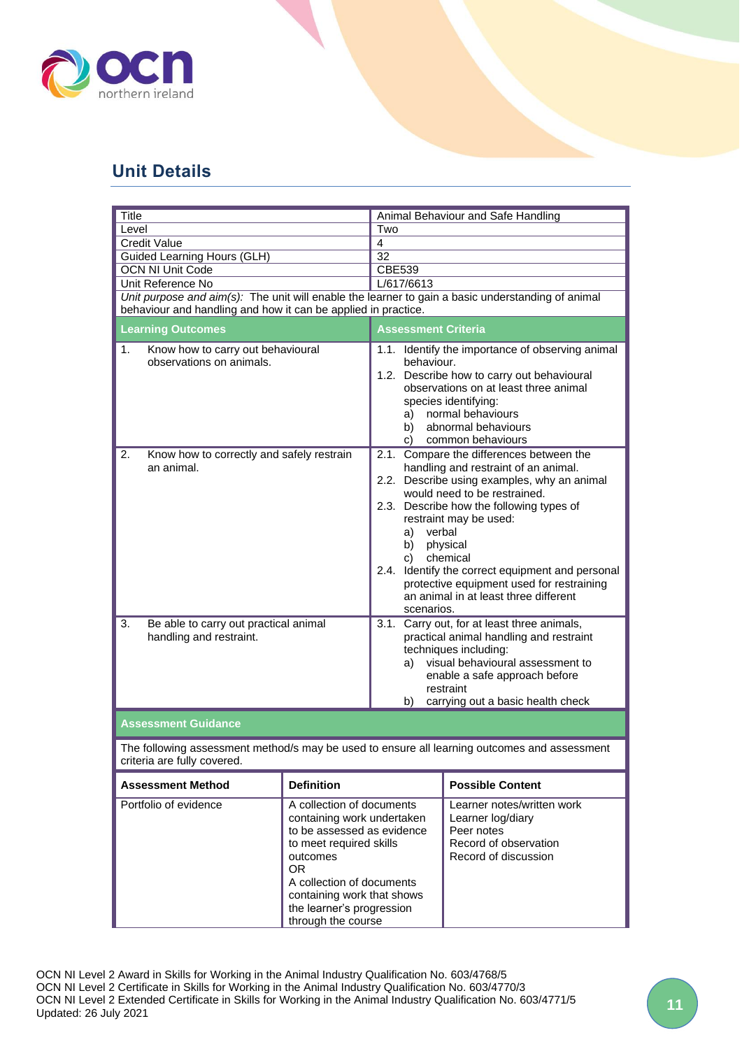## Unit Details

| Title | Animal Behaviour and Safe Handling |
|---|---|
| Level | Two |
| Credit Value | 4 |
| Guided Learning Hours (GLH) | 32 |
| OCN NI Unit Code | CBE539 |
| Unit Reference No | L/617/6613 |
| *Unit purpose and aim(s):* The unit will enable the learner to gain a basic understanding of animal behaviour and handling and how it can be applied in practice. | |
| **Learning Outcomes** | **Assessment Criteria** |
| 1. Know how to carry out behavioural observations on animals. | 1.1. Identify the importance of observing animal behaviour.<br>1.2. Describe how to carry out behavioural observations on at least three animal species identifying:<br>a) normal behaviours<br>b) abnormal behaviours<br>c) common behaviours |
| 2. Know how to correctly and safely restrain an animal. | 2.1. Compare the differences between the handling and restraint of an animal.<br>2.2. Describe using examples, why an animal would need to be restrained.<br>2.3. Describe how the following types of restraint may be used:<br>a) verbal<br>b) physical<br>c) chemical<br>2.4. Identify the correct equipment and personal protective equipment used for restraining an animal in at least three different scenarios. |
| 3. Be able to carry out practical animal handling and restraint. | 3.1. Carry out, for at least three animals, practical animal handling and restraint techniques including:<br>a) visual behavioural assessment to enable a safe approach before restraint<br>b) carrying out a basic health check |

**Assessment Guidance**

The following assessment method/s may be used to ensure all learning outcomes and assessment criteria are fully covered.

| Assessment Method | Definition | Possible Content |
|---|---|---|
| Portfolio of evidence | A collection of documents containing work undertaken to be assessed as evidence to meet required skills outcomes<br>OR<br>A collection of documents containing work that shows the learner's progression through the course | Learner notes/written work<br>Learner log/diary<br>Peer notes<br>Record of observation<br>Record of discussion |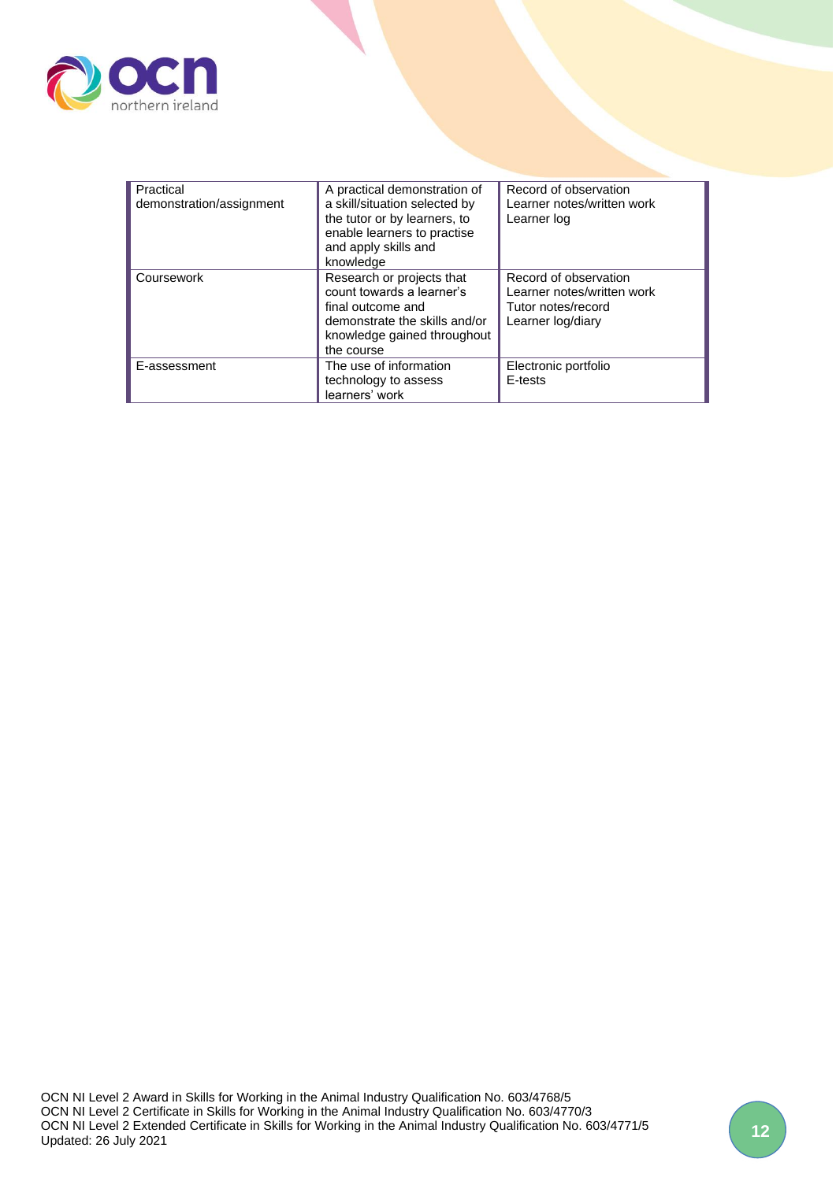| | | |
|---|---|---|
| Practical demonstration/assignment | A practical demonstration of a skill/situation selected by the tutor or by learners, to enable learners to practise and apply skills and knowledge | Record of observation<br>Learner notes/written work<br>Learner log |
| Coursework | Research or projects that count towards a learner's final outcome and demonstrate the skills and/or knowledge gained throughout the course | Record of observation<br>Learner notes/written work<br>Tutor notes/record<br>Learner log/diary |
| E-assessment | The use of information technology to assess learners' work | Electronic portfolio<br>E-tests |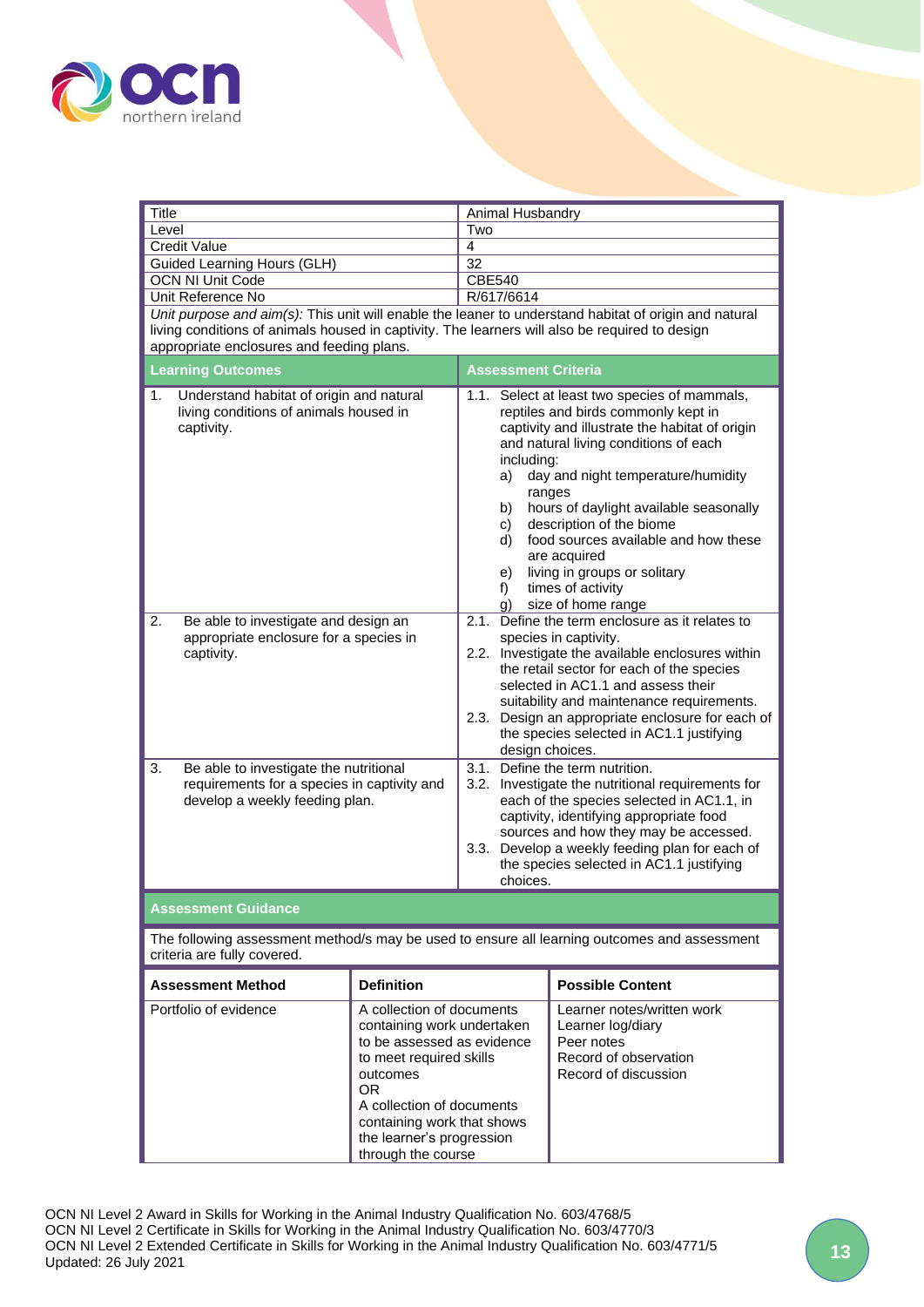| Title | Animal Husbandry |
|---|---|
| Level | Two |
| Credit Value | 4 |
| Guided Learning Hours (GLH) | 32 |
| OCN NI Unit Code | CBE540 |
| Unit Reference No | R/617/6614 |

*Unit purpose and aim(s):* This unit will enable the leaner to understand habitat of origin and natural living conditions of animals housed in captivity. The learners will also be required to design appropriate enclosures and feeding plans.

| Learning Outcomes | Assessment Criteria |
|---|---|
| 1. Understand habitat of origin and natural living conditions of animals housed in captivity. | 1.1. Select at least two species of mammals, reptiles and birds commonly kept in captivity and illustrate the habitat of origin and natural living conditions of each including:<br>a) day and night temperature/humidity ranges<br>b) hours of daylight available seasonally<br>c) description of the biome<br>d) food sources available and how these are acquired<br>e) living in groups or solitary<br>f) times of activity<br>g) size of home range |
| 2. Be able to investigate and design an appropriate enclosure for a species in captivity. | 2.1. Define the term enclosure as it relates to species in captivity.<br>2.2. Investigate the available enclosures within the retail sector for each of the species selected in AC1.1 and assess their suitability and maintenance requirements.<br>2.3. Design an appropriate enclosure for each of the species selected in AC1.1 justifying design choices. |
| 3. Be able to investigate the nutritional requirements for a species in captivity and develop a weekly feeding plan. | 3.1. Define the term nutrition.<br>3.2. Investigate the nutritional requirements for each of the species selected in AC1.1, in captivity, identifying appropriate food sources and how they may be accessed.<br>3.3. Develop a weekly feeding plan for each of the species selected in AC1.1 justifying choices. |

**Assessment Guidance**

The following assessment method/s may be used to ensure all learning outcomes and assessment criteria are fully covered.

| Assessment Method | Definition | Possible Content |
|---|---|---|
| Portfolio of evidence | A collection of documents containing work undertaken to be assessed as evidence to meet required skills outcomes<br>OR<br>A collection of documents containing work that shows the learner's progression through the course | Learner notes/written work<br>Learner log/diary<br>Peer notes<br>Record of observation<br>Record of discussion |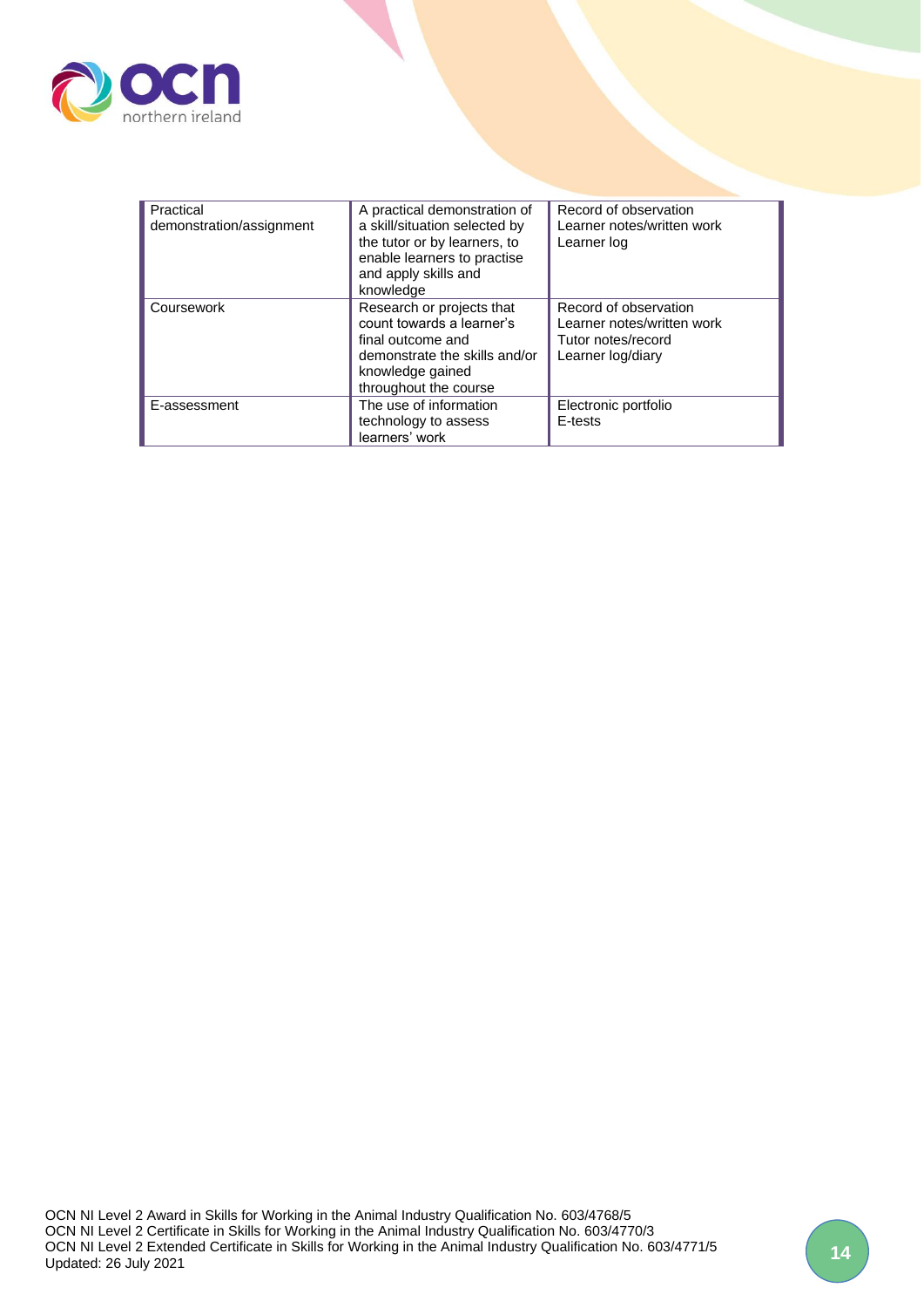| | | |
|---|---|---|
| Practical demonstration/assignment | A practical demonstration of a skill/situation selected by the tutor or by learners, to enable learners to practise and apply skills and knowledge | Record of observation<br>Learner notes/written work<br>Learner log |
| Coursework | Research or projects that count towards a learner's final outcome and demonstrate the skills and/or knowledge gained throughout the course | Record of observation<br>Learner notes/written work<br>Tutor notes/record<br>Learner log/diary |
| E-assessment | The use of information technology to assess learners' work | Electronic portfolio<br>E-tests |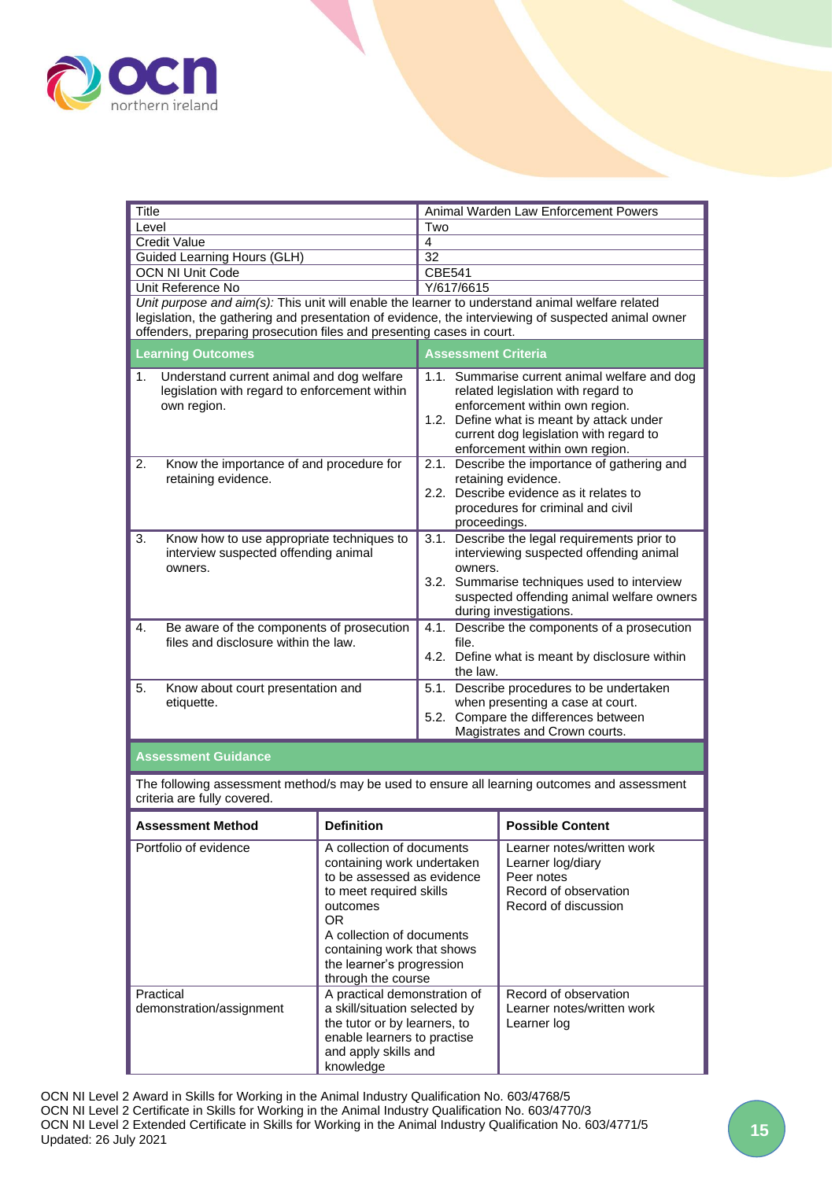| Title | Animal Warden Law Enforcement Powers |
|---|---|
| Level | Two |
| Credit Value | 4 |
| Guided Learning Hours (GLH) | 32 |
| OCN NI Unit Code | CBE541 |
| Unit Reference No | Y/617/6615 |

*Unit purpose and aim(s):* This unit will enable the learner to understand animal welfare related legislation, the gathering and presentation of evidence, the interviewing of suspected animal owner offenders, preparing prosecution files and presenting cases in court.

| Learning Outcomes | Assessment Criteria |
|---|---|
| 1. Understand current animal and dog welfare legislation with regard to enforcement within own region. | 1.1. Summarise current animal welfare and dog related legislation with regard to enforcement within own region.<br>1.2. Define what is meant by attack under current dog legislation with regard to enforcement within own region. |
| 2. Know the importance of and procedure for retaining evidence. | 2.1. Describe the importance of gathering and retaining evidence.<br>2.2. Describe evidence as it relates to procedures for criminal and civil proceedings. |
| 3. Know how to use appropriate techniques to interview suspected offending animal owners. | 3.1. Describe the legal requirements prior to interviewing suspected offending animal owners.<br>3.2. Summarise techniques used to interview suspected offending animal welfare owners during investigations. |
| 4. Be aware of the components of prosecution files and disclosure within the law. | 4.1. Describe the components of a prosecution file.<br>4.2. Define what is meant by disclosure within the law. |
| 5. Know about court presentation and etiquette. | 5.1. Describe procedures to be undertaken when presenting a case at court.<br>5.2. Compare the differences between Magistrates and Crown courts. |

**Assessment Guidance**

The following assessment method/s may be used to ensure all learning outcomes and assessment criteria are fully covered.

| Assessment Method | Definition | Possible Content |
|---|---|---|
| Portfolio of evidence | A collection of documents containing work undertaken to be assessed as evidence to meet required skills outcomes<br>OR<br>A collection of documents containing work that shows the learner's progression through the course | Learner notes/written work<br>Learner log/diary<br>Peer notes<br>Record of observation<br>Record of discussion |
| Practical demonstration/assignment | A practical demonstration of a skill/situation selected by the tutor or by learners, to enable learners to practise and apply skills and knowledge | Record of observation<br>Learner notes/written work<br>Learner log |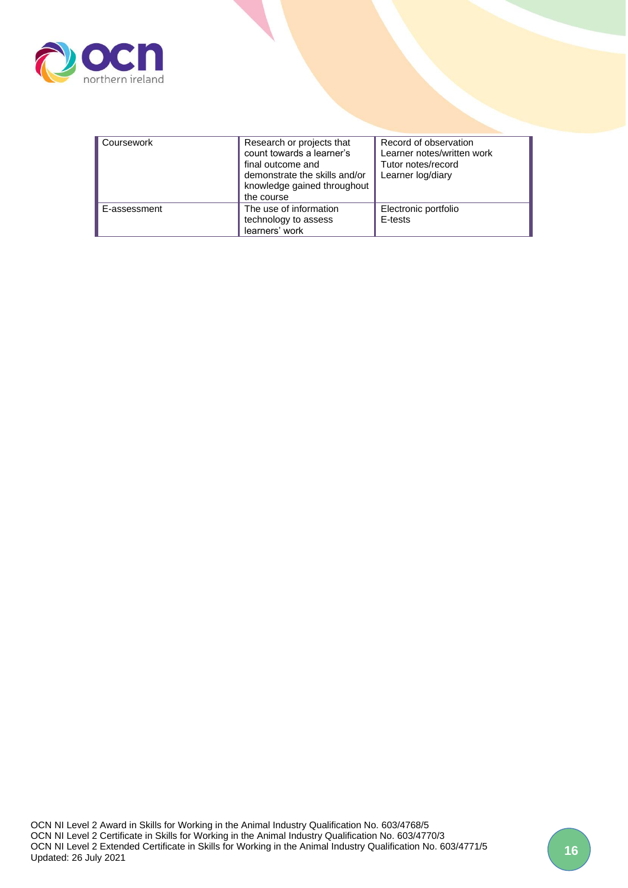| | | |
|---|---|---|
| Coursework | Research or projects that count towards a learner's final outcome and demonstrate the skills and/or knowledge gained throughout the course | Record of observation<br>Learner notes/written work<br>Tutor notes/record<br>Learner log/diary |
| E-assessment | The use of information technology to assess learners' work | Electronic portfolio<br>E-tests |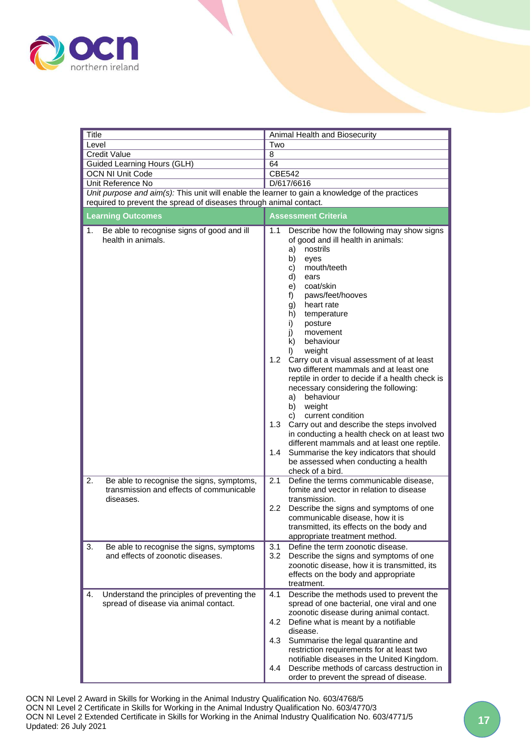| Title | Animal Health and Biosecurity |
|---|---|
| Level | Two |
| Credit Value | 8 |
| Guided Learning Hours (GLH) | 64 |
| OCN NI Unit Code | CBE542 |
| Unit Reference No | D/617/6616 |

*Unit purpose and aim(s):* This unit will enable the learner to gain a knowledge of the practices required to prevent the spread of diseases through animal contact.

| Learning Outcomes | Assessment Criteria |
|---|---|
| 1. Be able to recognise signs of good and ill health in animals. | 1.1 Describe how the following may show signs of good and ill health in animals:<br>a) nostrils<br>b) eyes<br>c) mouth/teeth<br>d) ears<br>e) coat/skin<br>f) paws/feet/hooves<br>g) heart rate<br>h) temperature<br>i) posture<br>j) movement<br>k) behaviour<br>l) weight<br>1.2 Carry out a visual assessment of at least two different mammals and at least one reptile in order to decide if a health check is necessary considering the following:<br>a) behaviour<br>b) weight<br>c) current condition<br>1.3 Carry out and describe the steps involved in conducting a health check on at least two different mammals and at least one reptile.<br>1.4 Summarise the key indicators that should be assessed when conducting a health check of a bird. |
| 2. Be able to recognise the signs, symptoms, transmission and effects of communicable diseases. | 2.1 Define the terms communicable disease, fomite and vector in relation to disease transmission.<br>2.2 Describe the signs and symptoms of one communicable disease, how it is transmitted, its effects on the body and appropriate treatment method. |
| 3. Be able to recognise the signs, symptoms and effects of zoonotic diseases. | 3.1 Define the term zoonotic disease.<br>3.2 Describe the signs and symptoms of one zoonotic disease, how it is transmitted, its effects on the body and appropriate treatment. |
| 4. Understand the principles of preventing the spread of disease via animal contact. | 4.1 Describe the methods used to prevent the spread of one bacterial, one viral and one zoonotic disease during animal contact.<br>4.2 Define what is meant by a notifiable disease.<br>4.3 Summarise the legal quarantine and restriction requirements for at least two notifiable diseases in the United Kingdom.<br>4.4 Describe methods of carcass destruction in order to prevent the spread of disease. |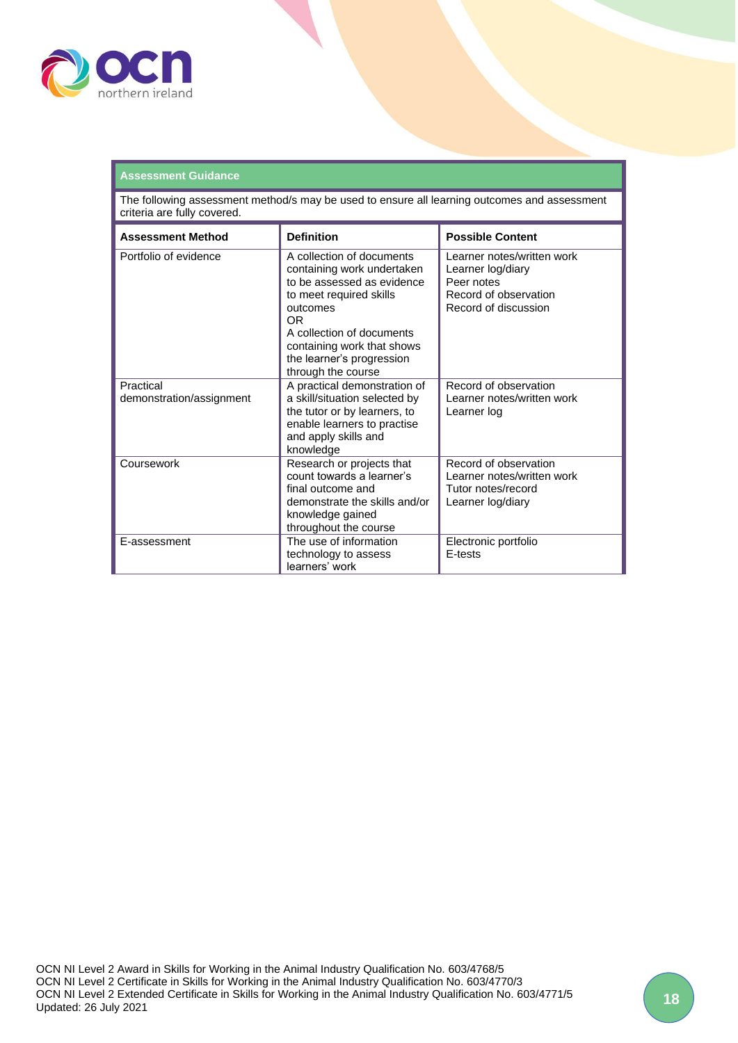| Assessment Guidance | | |
|---|---|---|
| The following assessment method/s may be used to ensure all learning outcomes and assessment criteria are fully covered. | | |
| **Assessment Method** | **Definition** | **Possible Content** |
| Portfolio of evidence | A collection of documents containing work undertaken to be assessed as evidence to meet required skills outcomes<br>OR<br>A collection of documents containing work that shows the learner's progression through the course | Learner notes/written work<br>Learner log/diary<br>Peer notes<br>Record of observation<br>Record of discussion |
| Practical demonstration/assignment | A practical demonstration of a skill/situation selected by the tutor or by learners, to enable learners to practise and apply skills and knowledge | Record of observation<br>Learner notes/written work<br>Learner log |
| Coursework | Research or projects that count towards a learner's final outcome and demonstrate the skills and/or knowledge gained throughout the course | Record of observation<br>Learner notes/written work<br>Tutor notes/record<br>Learner log/diary |
| E-assessment | The use of information technology to assess learners' work | Electronic portfolio<br>E-tests |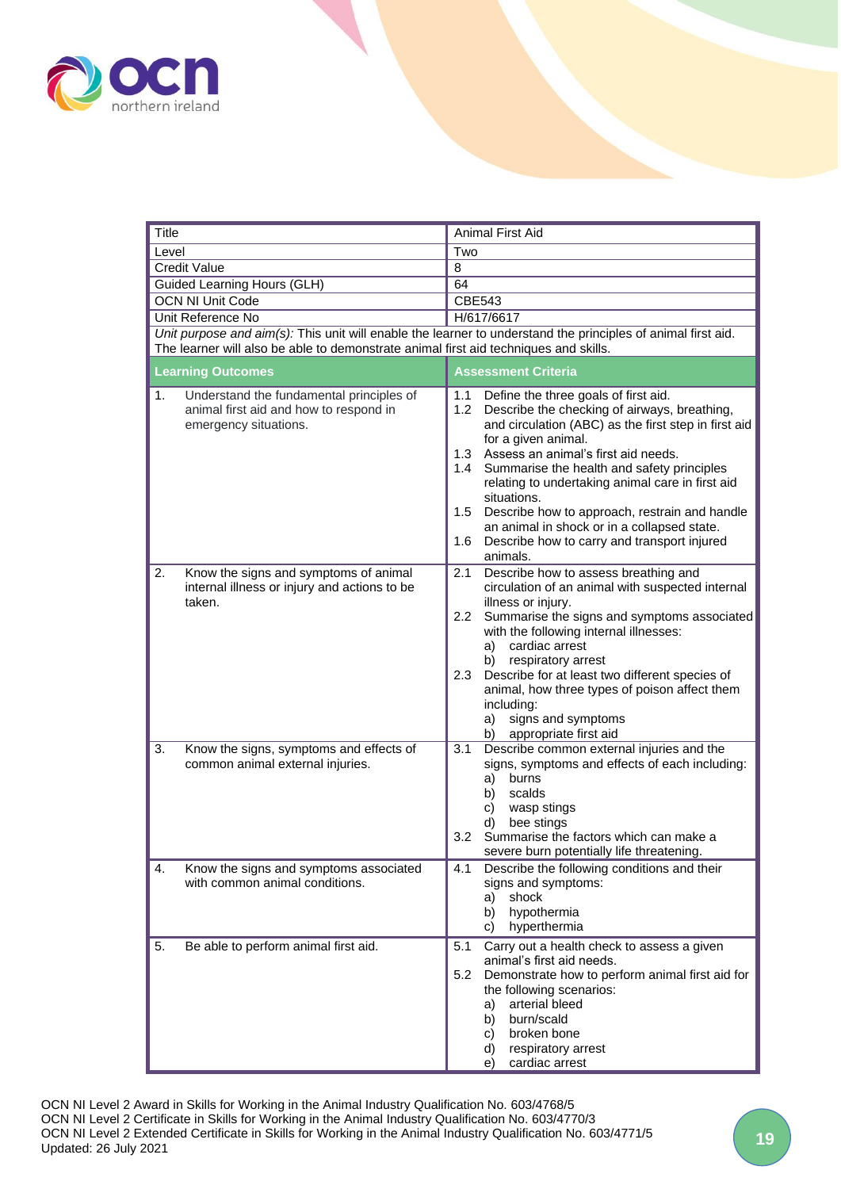| Title | Animal First Aid |
|---|---|
| Level | Two |
| Credit Value | 8 |
| Guided Learning Hours (GLH) | 64 |
| OCN NI Unit Code | CBE543 |
| Unit Reference No | H/617/6617 |

*Unit purpose and aim(s):* This unit will enable the learner to understand the principles of animal first aid. The learner will also be able to demonstrate animal first aid techniques and skills.

| Learning Outcomes | Assessment Criteria |
|---|---|
| 1. Understand the fundamental principles of animal first aid and how to respond in emergency situations. | 1.1 Define the three goals of first aid.<br>1.2 Describe the checking of airways, breathing, and circulation (ABC) as the first step in first aid for a given animal.<br>1.3 Assess an animal's first aid needs.<br>1.4 Summarise the health and safety principles relating to undertaking animal care in first aid situations.<br>1.5 Describe how to approach, restrain and handle an animal in shock or in a collapsed state.<br>1.6 Describe how to carry and transport injured animals. |
| 2. Know the signs and symptoms of animal internal illness or injury and actions to be taken. | 2.1 Describe how to assess breathing and circulation of an animal with suspected internal illness or injury.<br>2.2 Summarise the signs and symptoms associated with the following internal illnesses:<br>a) cardiac arrest<br>b) respiratory arrest<br>2.3 Describe for at least two different species of animal, how three types of poison affect them including:<br>a) signs and symptoms<br>b) appropriate first aid |
| 3. Know the signs, symptoms and effects of common animal external injuries. | 3.1 Describe common external injuries and the signs, symptoms and effects of each including:<br>a) burns<br>b) scalds<br>c) wasp stings<br>d) bee stings<br>3.2 Summarise the factors which can make a severe burn potentially life threatening. |
| 4. Know the signs and symptoms associated with common animal conditions. | 4.1 Describe the following conditions and their signs and symptoms:<br>a) shock<br>b) hypothermia<br>c) hyperthermia |
| 5. Be able to perform animal first aid. | 5.1 Carry out a health check to assess a given animal's first aid needs.<br>5.2 Demonstrate how to perform animal first aid for the following scenarios:<br>a) arterial bleed<br>b) burn/scald<br>c) broken bone<br>d) respiratory arrest<br>e) cardiac arrest |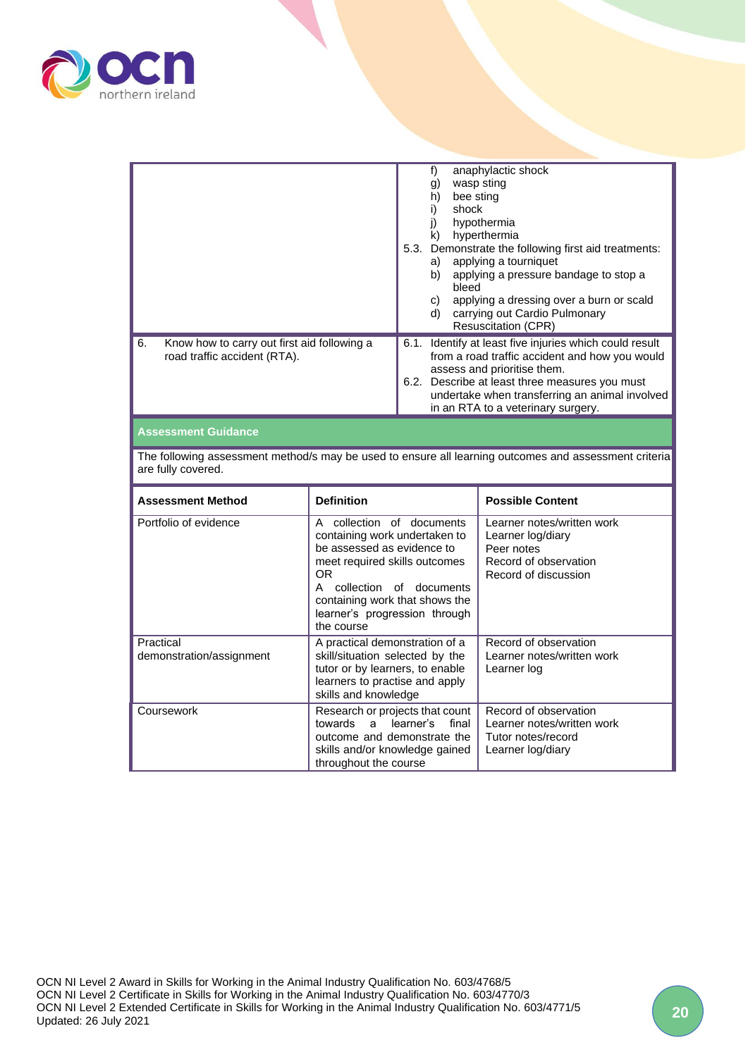| | |
|---|---|
| | f) anaphylactic shock<br>g) wasp sting<br>h) bee sting<br>i) shock<br>j) hypothermia<br>k) hyperthermia<br>5.3. Demonstrate the following first aid treatments:<br>a) applying a tourniquet<br>b) applying a pressure bandage to stop a bleed<br>c) applying a dressing over a burn or scald<br>d) carrying out Cardio Pulmonary Resuscitation (CPR) |
| 6. Know how to carry out first aid following a road traffic accident (RTA). | 6.1. Identify at least five injuries which could result from a road traffic accident and how you would assess and prioritise them.<br>6.2. Describe at least three measures you must undertake when transferring an animal involved in an RTA to a veterinary surgery. |

**Assessment Guidance**

The following assessment method/s may be used to ensure all learning outcomes and assessment criteria are fully covered.

| Assessment Method | Definition | Possible Content |
|---|---|---|
| Portfolio of evidence | A collection of documents containing work undertaken to be assessed as evidence to meet required skills outcomes<br>OR<br>A collection of documents containing work that shows the learner's progression through the course | Learner notes/written work<br>Learner log/diary<br>Peer notes<br>Record of observation<br>Record of discussion |
| Practical demonstration/assignment | A practical demonstration of a skill/situation selected by the tutor or by learners, to enable learners to practise and apply skills and knowledge | Record of observation<br>Learner notes/written work<br>Learner log |
| Coursework | Research or projects that count towards a learner's final outcome and demonstrate the skills and/or knowledge gained throughout the course | Record of observation<br>Learner notes/written work<br>Tutor notes/record<br>Learner log/diary |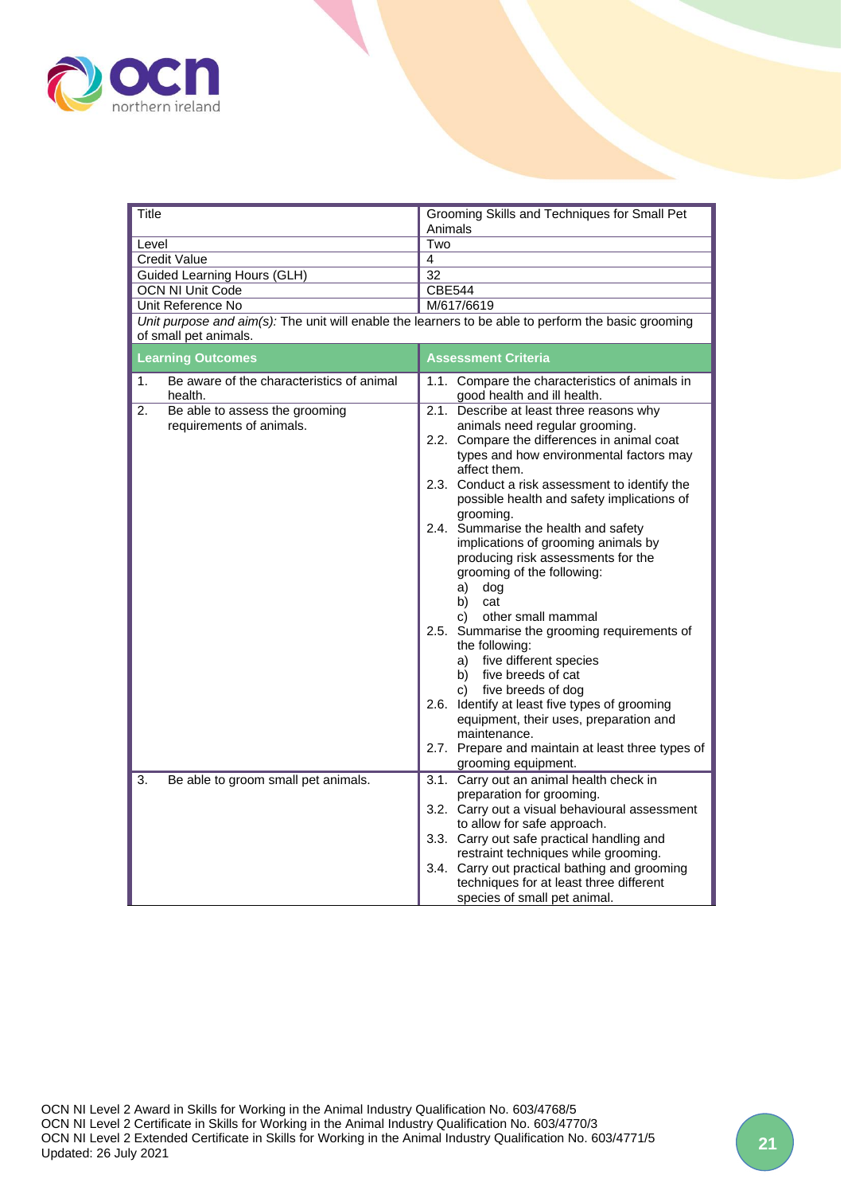| Title | Grooming Skills and Techniques for Small Pet Animals |
|---|---|
| Level | Two |
| Credit Value | 4 |
| Guided Learning Hours (GLH) | 32 |
| OCN NI Unit Code | CBE544 |
| Unit Reference No | M/617/6619 |

*Unit purpose and aim(s):* The unit will enable the learners to be able to perform the basic grooming of small pet animals.

| Learning Outcomes | Assessment Criteria |
|---|---|
| 1. Be aware of the characteristics of animal health. | 1.1. Compare the characteristics of animals in good health and ill health. |
| 2. Be able to assess the grooming requirements of animals. | 2.1. Describe at least three reasons why animals need regular grooming.<br>2.2. Compare the differences in animal coat types and how environmental factors may affect them.<br>2.3. Conduct a risk assessment to identify the possible health and safety implications of grooming.<br>2.4. Summarise the health and safety implications of grooming animals by producing risk assessments for the grooming of the following:<br>a) dog<br>b) cat<br>c) other small mammal<br>2.5. Summarise the grooming requirements of the following:<br>a) five different species<br>b) five breeds of cat<br>c) five breeds of dog<br>2.6. Identify at least five types of grooming equipment, their uses, preparation and maintenance.<br>2.7. Prepare and maintain at least three types of grooming equipment. |
| 3. Be able to groom small pet animals. | 3.1. Carry out an animal health check in preparation for grooming.<br>3.2. Carry out a visual behavioural assessment to allow for safe approach.<br>3.3. Carry out safe practical handling and restraint techniques while grooming.<br>3.4. Carry out practical bathing and grooming techniques for at least three different species of small pet animal. |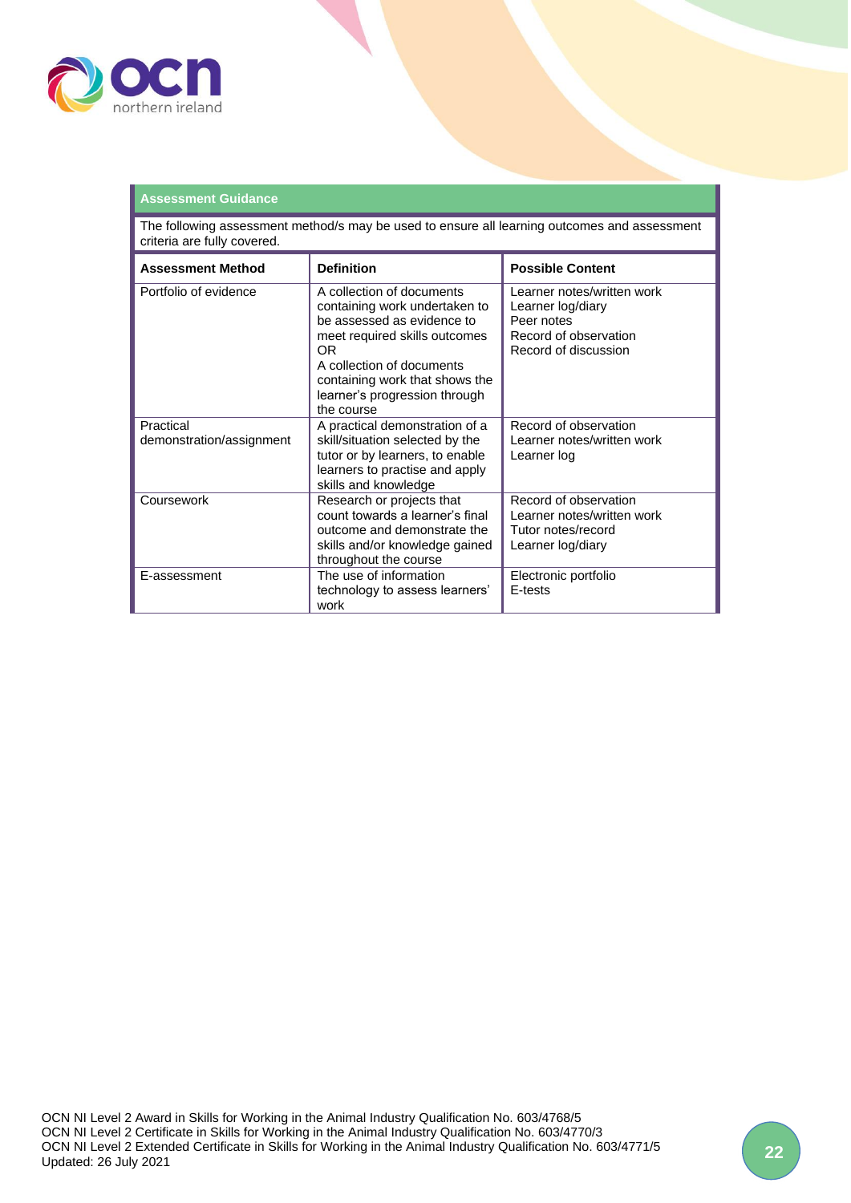**Assessment Guidance**

The following assessment method/s may be used to ensure all learning outcomes and assessment criteria are fully covered.

| Assessment Method | Definition | Possible Content |
|---|---|---|
| Portfolio of evidence | A collection of documents containing work undertaken to be assessed as evidence to meet required skills outcomes<br>OR<br>A collection of documents containing work that shows the learner's progression through the course | Learner notes/written work<br>Learner log/diary<br>Peer notes<br>Record of observation<br>Record of discussion |
| Practical demonstration/assignment | A practical demonstration of a skill/situation selected by the tutor or by learners, to enable learners to practise and apply skills and knowledge | Record of observation<br>Learner notes/written work<br>Learner log |
| Coursework | Research or projects that count towards a learner's final outcome and demonstrate the skills and/or knowledge gained throughout the course | Record of observation<br>Learner notes/written work<br>Tutor notes/record<br>Learner log/diary |
| E-assessment | The use of information technology to assess learners' work | Electronic portfolio<br>E-tests |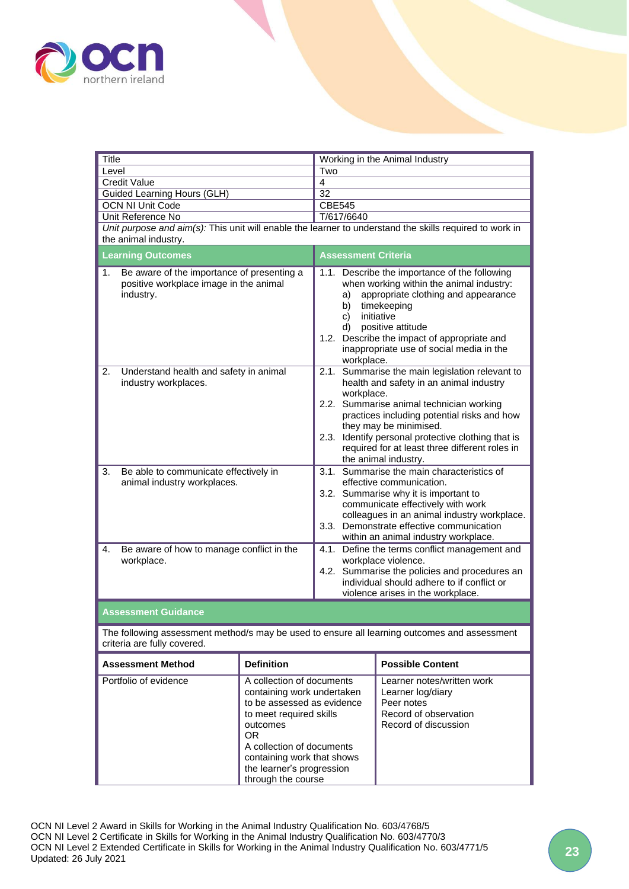| | |
|---|---|
| Title | Working in the Animal Industry |
| Level | Two |
| Credit Value | 4 |
| Guided Learning Hours (GLH) | 32 |
| OCN NI Unit Code | CBE545 |
| Unit Reference No | T/617/6640 |

*Unit purpose and aim(s):* This unit will enable the learner to understand the skills required to work in the animal industry.

| Learning Outcomes | Assessment Criteria |
|---|---|
| 1. Be aware of the importance of presenting a positive workplace image in the animal industry. | 1.1. Describe the importance of the following when working within the animal industry:<br>a) appropriate clothing and appearance<br>b) timekeeping<br>c) initiative<br>d) positive attitude<br>1.2. Describe the impact of appropriate and inappropriate use of social media in the workplace. |
| 2. Understand health and safety in animal industry workplaces. | 2.1. Summarise the main legislation relevant to health and safety in an animal industry workplace.<br>2.2. Summarise animal technician working practices including potential risks and how they may be minimised.<br>2.3. Identify personal protective clothing that is required for at least three different roles in the animal industry. |
| 3. Be able to communicate effectively in animal industry workplaces. | 3.1. Summarise the main characteristics of effective communication.<br>3.2. Summarise why it is important to communicate effectively with work colleagues in an animal industry workplace.<br>3.3. Demonstrate effective communication within an animal industry workplace. |
| 4. Be aware of how to manage conflict in the workplace. | 4.1. Define the terms conflict management and workplace violence.<br>4.2. Summarise the policies and procedures an individual should adhere to if conflict or violence arises in the workplace. |

**Assessment Guidance**

The following assessment method/s may be used to ensure all learning outcomes and assessment criteria are fully covered.

| Assessment Method | Definition | Possible Content |
|---|---|---|
| Portfolio of evidence | A collection of documents containing work undertaken to be assessed as evidence to meet required skills outcomes<br>OR<br>A collection of documents containing work that shows the learner's progression through the course | Learner notes/written work<br>Learner log/diary<br>Peer notes<br>Record of observation<br>Record of discussion |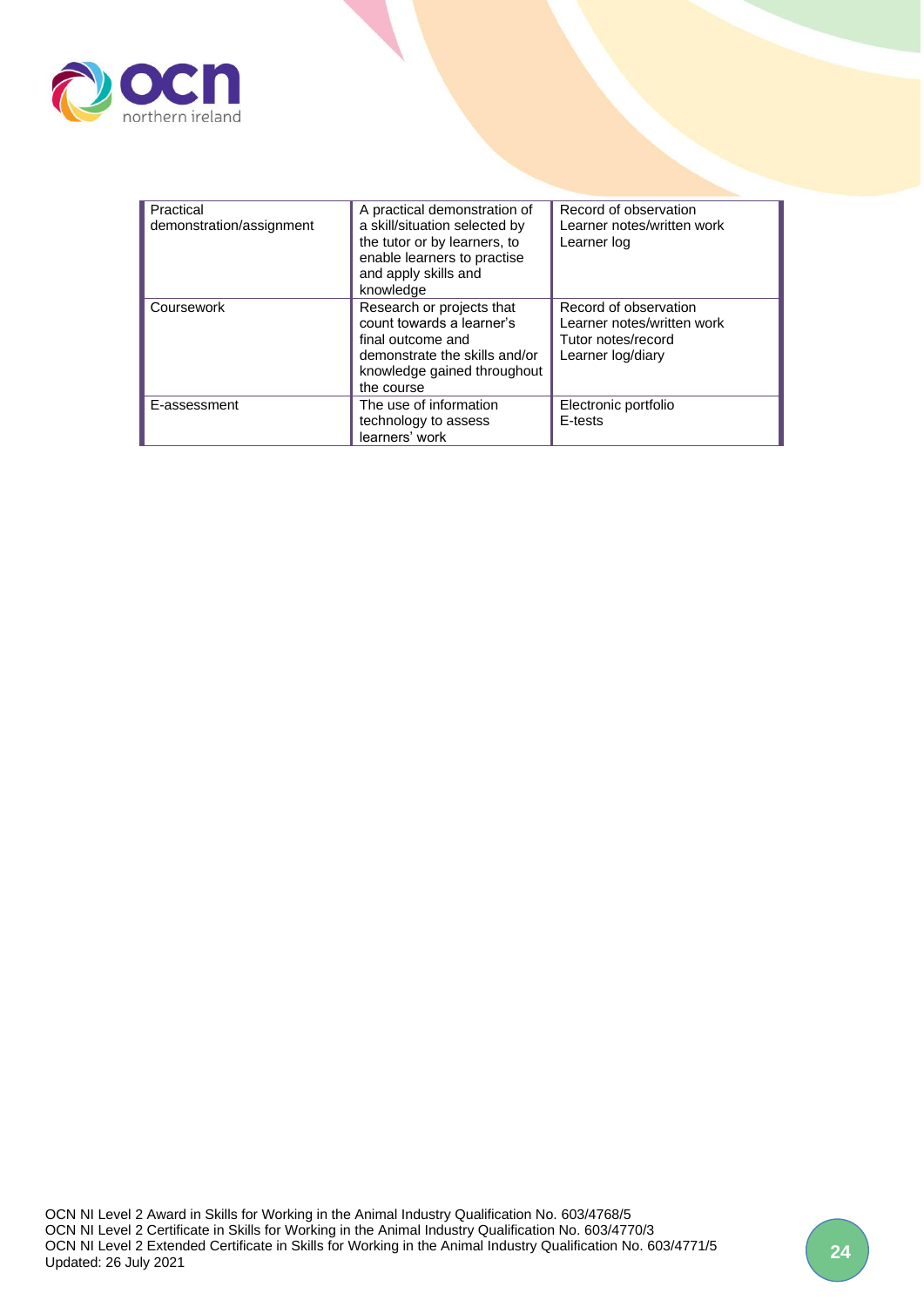| | | |
|---|---|---|
| Practical demonstration/assignment | A practical demonstration of a skill/situation selected by the tutor or by learners, to enable learners to practise and apply skills and knowledge | Record of observation<br>Learner notes/written work<br>Learner log |
| Coursework | Research or projects that count towards a learner's final outcome and demonstrate the skills and/or knowledge gained throughout the course | Record of observation<br>Learner notes/written work<br>Tutor notes/record<br>Learner log/diary |
| E-assessment | The use of information technology to assess learners' work | Electronic portfolio<br>E-tests |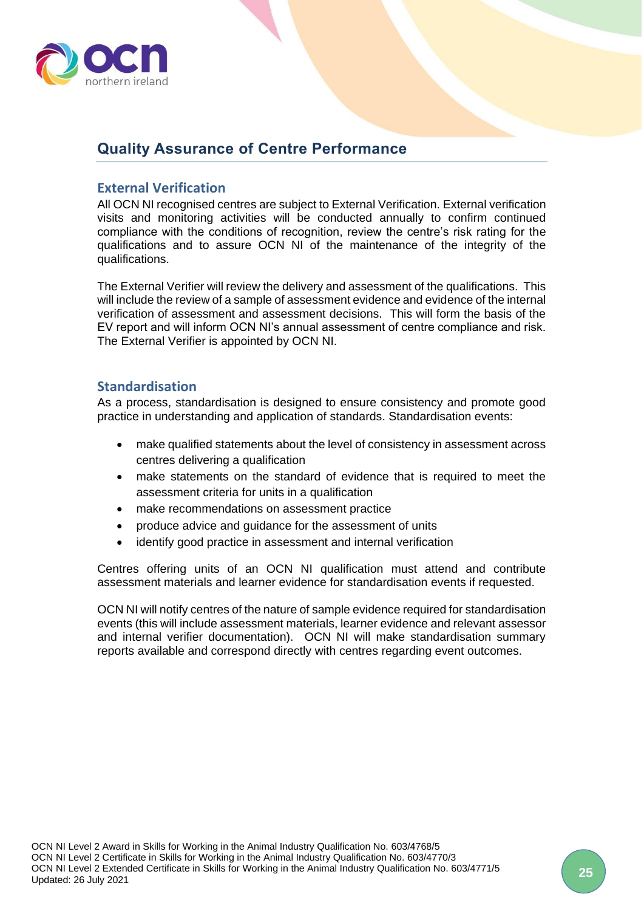## Quality Assurance of Centre Performance

### External Verification

All OCN NI recognised centres are subject to External Verification. External verification visits and monitoring activities will be conducted annually to confirm continued compliance with the conditions of recognition, review the centre's risk rating for the qualifications and to assure OCN NI of the maintenance of the integrity of the qualifications.

The External Verifier will review the delivery and assessment of the qualifications. This will include the review of a sample of assessment evidence and evidence of the internal verification of assessment and assessment decisions. This will form the basis of the EV report and will inform OCN NI's annual assessment of centre compliance and risk. The External Verifier is appointed by OCN NI.

### Standardisation

As a process, standardisation is designed to ensure consistency and promote good practice in understanding and application of standards. Standardisation events:

- make qualified statements about the level of consistency in assessment across centres delivering a qualification
- make statements on the standard of evidence that is required to meet the assessment criteria for units in a qualification
- make recommendations on assessment practice
- produce advice and guidance for the assessment of units
- identify good practice in assessment and internal verification

Centres offering units of an OCN NI qualification must attend and contribute assessment materials and learner evidence for standardisation events if requested.

OCN NI will notify centres of the nature of sample evidence required for standardisation events (this will include assessment materials, learner evidence and relevant assessor and internal verifier documentation). OCN NI will make standardisation summary reports available and correspond directly with centres regarding event outcomes.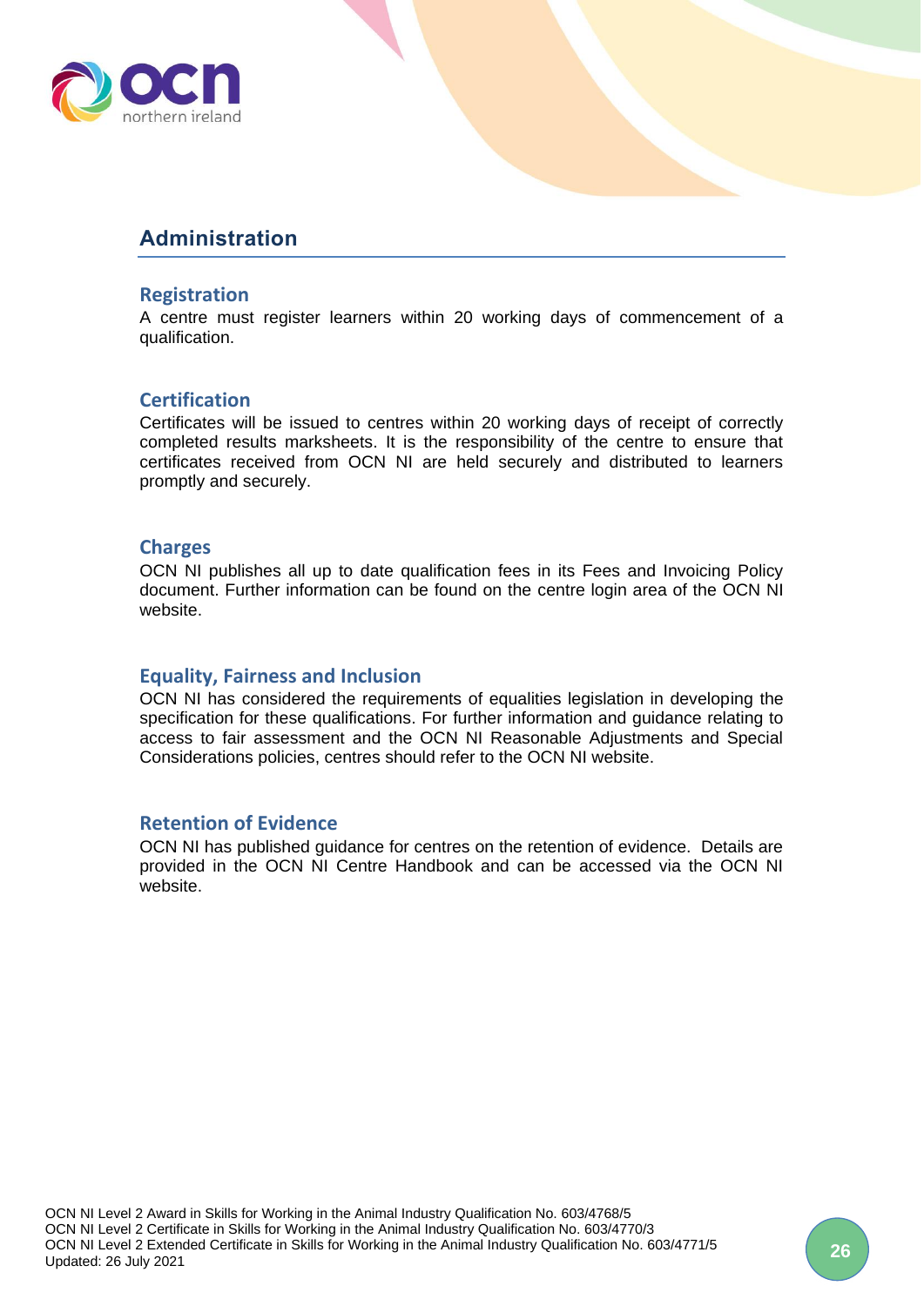## Administration

### Registration

A centre must register learners within 20 working days of commencement of a qualification.

### Certification

Certificates will be issued to centres within 20 working days of receipt of correctly completed results marksheets. It is the responsibility of the centre to ensure that certificates received from OCN NI are held securely and distributed to learners promptly and securely.

### Charges

OCN NI publishes all up to date qualification fees in its Fees and Invoicing Policy document. Further information can be found on the centre login area of the OCN NI website.

### Equality, Fairness and Inclusion

OCN NI has considered the requirements of equalities legislation in developing the specification for these qualifications. For further information and guidance relating to access to fair assessment and the OCN NI Reasonable Adjustments and Special Considerations policies, centres should refer to the OCN NI website.

### Retention of Evidence

OCN NI has published guidance for centres on the retention of evidence. Details are provided in the OCN NI Centre Handbook and can be accessed via the OCN NI website.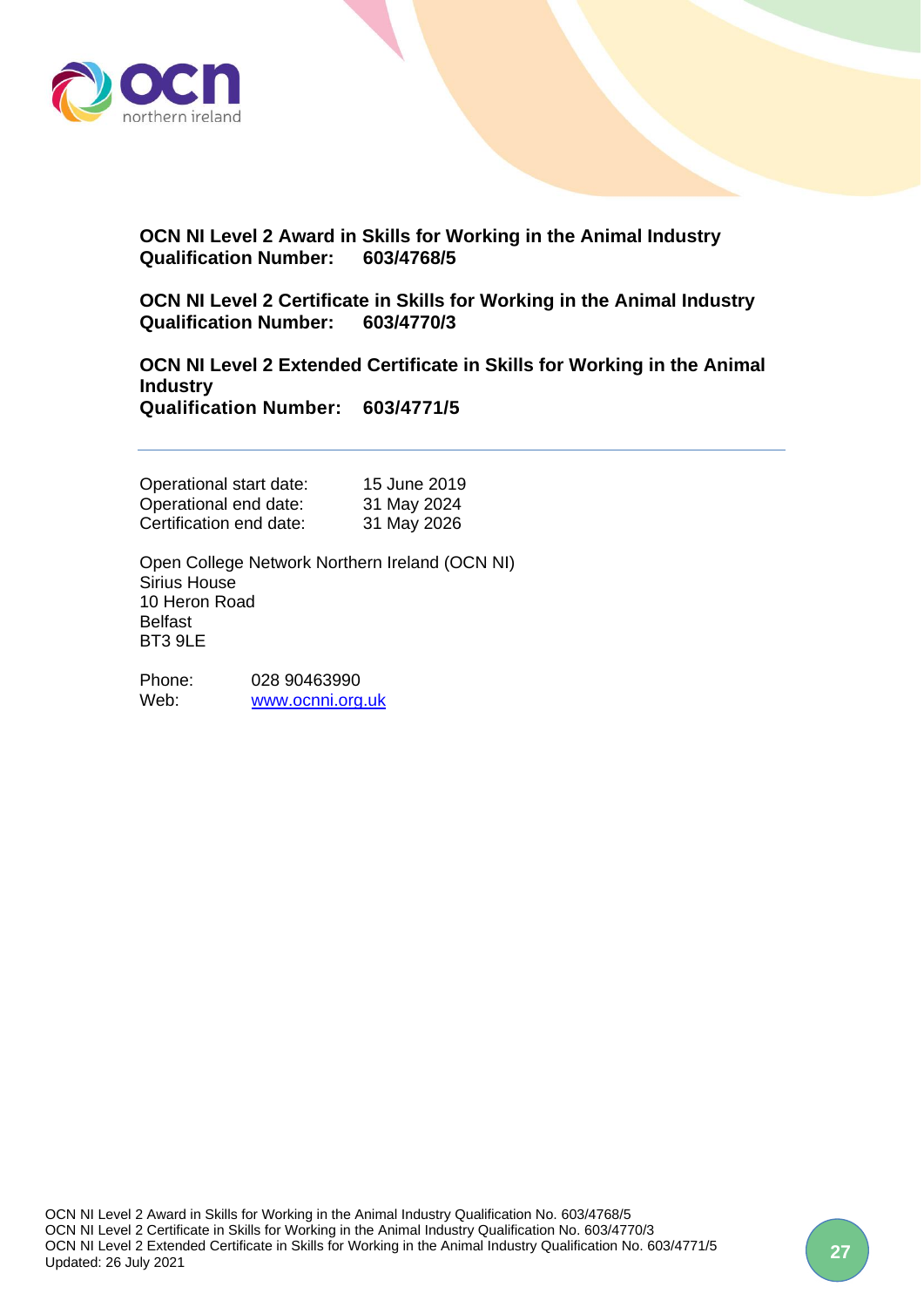**OCN NI Level 2 Award in Skills for Working in the Animal Industry**
**Qualification Number: 603/4768/5**

**OCN NI Level 2 Certificate in Skills for Working in the Animal Industry**
**Qualification Number: 603/4770/3**

**OCN NI Level 2 Extended Certificate in Skills for Working in the Animal Industry**
**Qualification Number: 603/4771/5**

---

Operational start date: 15 June 2019
Operational end date: 31 May 2024
Certification end date: 31 May 2026

Open College Network Northern Ireland (OCN NI)
Sirius House
10 Heron Road
Belfast
BT3 9LE

Phone: 028 90463990
Web: www.ocnni.org.uk